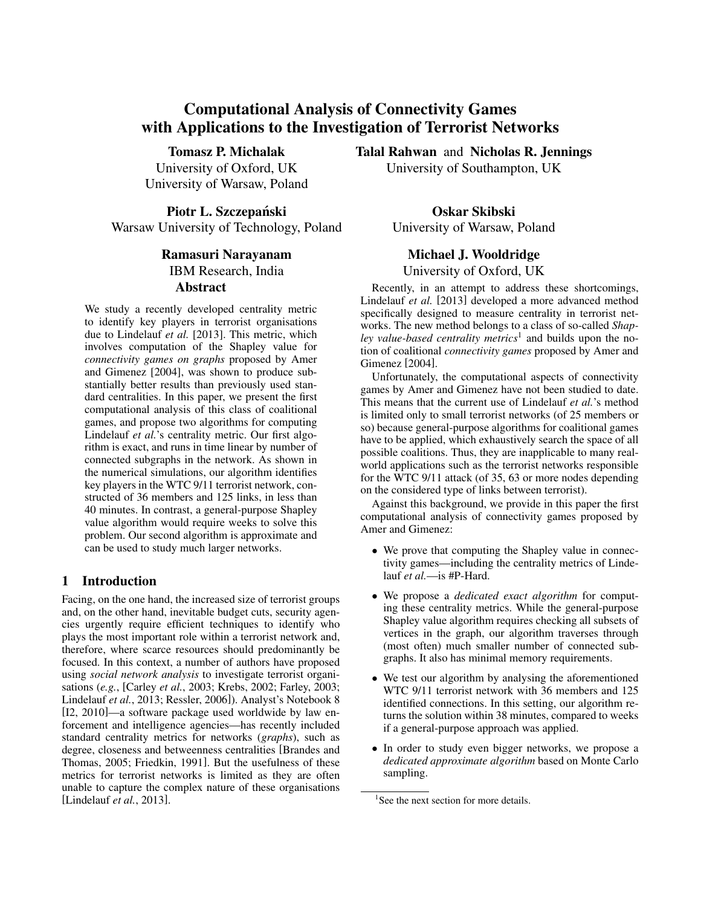# Computational Analysis of Connectivity Games with Applications to the Investigation of Terrorist Networks

**Tomasz P. Michalak**
University of Oxford, UK
University of Warsaw, Poland

**Talal Rahwan** and **Nicholas R. Jennings**
University of Southampton, UK

**Piotr L. Szczepański**
Warsaw University of Technology, Poland

**Oskar Skibski**
University of Warsaw, Poland

**Ramasuri Narayanam**
IBM Research, India

**Michael J. Wooldridge**
University of Oxford, UK

## Abstract

We study a recently developed centrality metric to identify key players in terrorist organisations due to Lindelauf *et al.* [2013]. This metric, which involves computation of the Shapley value for *connectivity games on graphs* proposed by Amer and Gimenez [2004], was shown to produce substantially better results than previously used standard centralities. In this paper, we present the first computational analysis of this class of coalitional games, and propose two algorithms for computing Lindelauf *et al.*'s centrality metric. Our first algorithm is exact, and runs in time linear by number of connected subgraphs in the network. As shown in the numerical simulations, our algorithm identifies key players in the WTC 9/11 terrorist network, constructed of 36 members and 125 links, in less than 40 minutes. In contrast, a general-purpose Shapley value algorithm would require weeks to solve this problem. Our second algorithm is approximate and can be used to study much larger networks.

## 1 Introduction

Facing, on the one hand, the increased size of terrorist groups and, on the other hand, inevitable budget cuts, security agencies urgently require efficient techniques to identify who plays the most important role within a terrorist network and, therefore, where scarce resources should predominantly be focused. In this context, a number of authors have proposed using *social network analysis* to investigate terrorist organisations (*e.g.*, [Carley *et al.*, 2003; Krebs, 2002; Farley, 2003; Lindelauf *et al.*, 2013; Ressler, 2006]). Analyst's Notebook 8 [I2, 2010]—a software package used worldwide by law enforcement and intelligence agencies—has recently included standard centrality metrics for networks (*graphs*), such as degree, closeness and betweenness centralities [Brandes and Thomas, 2005; Friedkin, 1991]. But the usefulness of these metrics for terrorist networks is limited as they are often unable to capture the complex nature of these organisations [Lindelauf *et al.*, 2013].

Recently, in an attempt to address these shortcomings, Lindelauf *et al.* [2013] developed a more advanced method specifically designed to measure centrality in terrorist networks. The new method belongs to a class of so-called *Shapley value-based centrality metrics*[1] and builds upon the notion of coalitional *connectivity games* proposed by Amer and Gimenez [2004].

Unfortunately, the computational aspects of connectivity games by Amer and Gimenez have not been studied to date. This means that the current use of Lindelauf *et al.*'s method is limited only to small terrorist networks (of 25 members or so) because general-purpose algorithms for coalitional games have to be applied, which exhaustively search the space of all possible coalitions. Thus, they are inapplicable to many real-world applications such as the terrorist networks responsible for the WTC 9/11 attack (of 35, 63 or more nodes depending on the considered type of links between terrorist).

Against this background, we provide in this paper the first computational analysis of connectivity games proposed by Amer and Gimenez:

- We prove that computing the Shapley value in connectivity games—including the centrality metrics of Lindelauf *et al.*—is #P-Hard.
- We propose a *dedicated exact algorithm* for computing these centrality metrics. While the general-purpose Shapley value algorithm requires checking all subsets of vertices in the graph, our algorithm traverses through (most often) much smaller number of connected subgraphs. It also has minimal memory requirements.
- We test our algorithm by analysing the aforementioned WTC 9/11 terrorist network with 36 members and 125 identified connections. In this setting, our algorithm returns the solution within 38 minutes, compared to weeks if a general-purpose approach was applied.
- In order to study even bigger networks, we propose a *dedicated approximate algorithm* based on Monte Carlo sampling.

[1] See the next section for more details.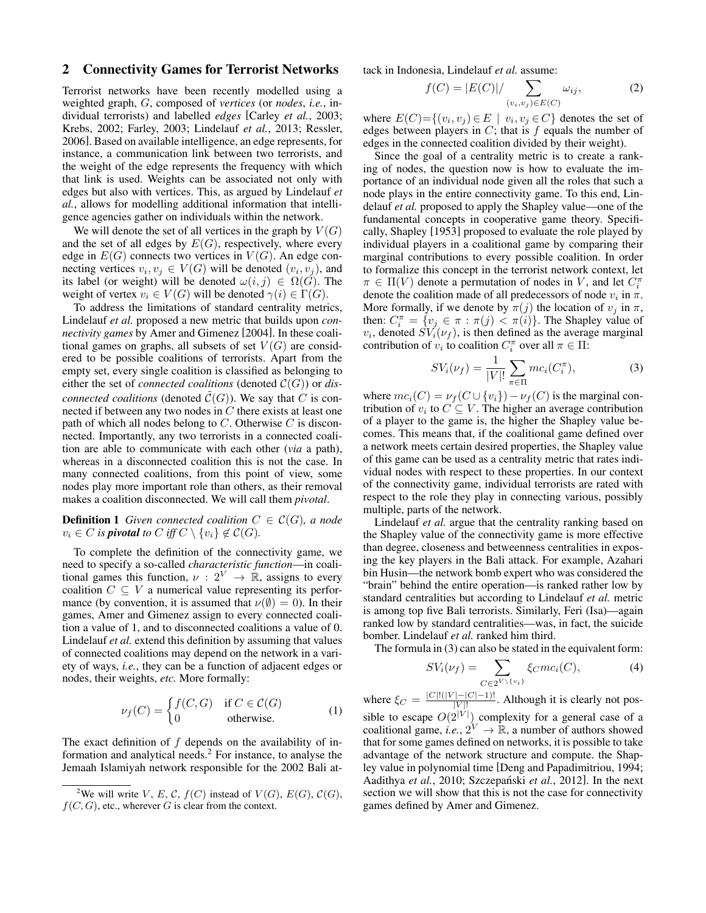## 2 Connectivity Games for Terrorist Networks

Terrorist networks have been recently modelled using a weighted graph, $G$, composed of *vertices* (or *nodes*, *i.e.*, individual terrorists) and labelled *edges* [Carley *et al.*, 2003; Krebs, 2002; Farley, 2003; Lindelauf *et al.*, 2013; Ressler, 2006]. Based on available intelligence, an edge represents, for instance, a communication link between two terrorists, and the weight of the edge represents the frequency with which that link is used. Weights can be associated not only with edges but also with vertices. This, as argued by Lindelauf *et al.*, allows for modelling additional information that intelligence agencies gather on individuals within the network.

We will denote the set of all vertices in the graph by $V(G)$ and the set of all edges by $E(G)$, respectively, where every edge in $E(G)$ connects two vertices in $V(G)$. An edge connecting vertices $v_i, v_j \in V(G)$ will be denoted $(v_i, v_j)$, and its label (or weight) will be denoted $\omega(i,j) \in \Omega(G)$. The weight of vertex $v_i \in V(G)$ will be denoted $\gamma(i) \in \Gamma(G)$.

To address the limitations of standard centrality metrics, Lindelauf *et al.* proposed a new metric that builds upon *connectivity games* by Amer and Gimenez [2004]. In these coalitional games on graphs, all subsets of set $V(G)$ are considered to be possible coalitions of terrorists. Apart from the empty set, every single coalition is classified as belonging to either the set of *connected coalitions* (denoted $\mathcal{C}(G)$) or *disconnected coalitions* (denoted $\tilde{\mathcal{C}}(G)$). We say that $C$ is connected if between any two nodes in $C$ there exists at least one path of which all nodes belong to $C$. Otherwise $C$ is disconnected. Importantly, any two terrorists in a connected coalition are able to communicate with each other (*via* a path), whereas in a disconnected coalition this is not the case. In many connected coalitions, from this point of view, some nodes play more important role than others, as their removal makes a coalition disconnected. We will call them *pivotal*.

**Definition 1** *Given connected coalition $C \in \mathcal{C}(G)$, a node $v_i \in C$ is **pivotal** to $C$ iff $C \setminus \{v_i\} \notin \mathcal{C}(G)$.*

To complete the definition of the connectivity game, we need to specify a so-called *characteristic function*—in coalitional games this function, $\nu : 2^V \to \mathbb{R}$, assigns to every coalition $C \subseteq V$ a numerical value representing its performance (by convention, it is assumed that $\nu(\emptyset) = 0$). In their games, Amer and Gimenez assign to every connected coalition a value of 1, and to disconnected coalitions a value of 0. Lindelauf *et al.* extend this definition by assuming that values of connected coalitions may depend on the network in a variety of ways, *i.e.*, they can be a function of adjacent edges or nodes, their weights, *etc.* More formally:

$$\nu_f(C) = \begin{cases} f(C,G) & \text{if } C \in \mathcal{C}(G) \\ 0 & \text{otherwise.} \end{cases} \tag{1}$$

The exact definition of $f$ depends on the availability of information and analysis needs.[2] For instance, to analyse the Jemaah Islamiyah network responsible for the 2002 Bali attack in Indonesia, Lindelauf *et al.* assume:

$$f(C) = |E(C)| / \sum_{(v_i,v_j)\in E(C)} \omega_{ij}, \tag{2}$$

where $E(C) = \{(v_i, v_j) \in E \mid v_i, v_j \in C\}$ denotes the set of edges between players in $C$; that is $f$ equals the number of edges in the connected coalition divided by their weight).

Since the goal of a centrality metric is to create a ranking of nodes, the question now is how to evaluate the importance of an individual node given all the roles that such a node plays in the entire connectivity game. To this end, Lindelauf *et al.* proposed to apply the Shapley value—one of the fundamental concepts in cooperative game theory. Specifically, Shapley [1953] proposed to evaluate the role played by individual players in a coalitional game by comparing their marginal contributions to every possible coalition. In order to formalize this concept in the terrorist network context, let $\pi \in \Pi(V)$ denote a permutation of nodes in $V$, and let $C_i^\pi$ denote the coalition made of all predecessors of node $v_i$ in $\pi$. More formally, if we denote by $\pi(j)$ the location of $v_j$ in $\pi$, then: $C_i^\pi = \{v_j \in \pi : \pi(j) < \pi(i)\}$. The Shapley value of $v_i$, denoted $SV_i(\nu_f)$, is then defined as the average marginal contribution of $v_i$ to coalition $C_i^\pi$ over all $\pi \in \Pi$:

$$SV_i(\nu_f) = \frac{1}{|V|!} \sum_{\pi \in \Pi} mc_i(C_i^\pi), \tag{3}$$

where $mc_i(C) = \nu_f(C \cup \{v_i\}) - \nu_f(C)$ is the marginal contribution of $v_i$ to $C \subseteq V$. The higher an average contribution of a player to the game is, the higher the Shapley value becomes. This means that, if the coalitional game defined over a network meets certain desired properties, the Shapley value of this game can be used as a centrality metric that rates individual nodes with respect to these properties. In our context of the connectivity game, individual terrorists are rated with respect to the role they play in connecting various, possibly multiple, parts of the network.

Lindelauf *et al.* argue that the centrality ranking based on the Shapley value of the connectivity game is more effective than degree, closeness and betweenness centralities in exposing the key players in the Bali attack. For example, Azahari bin Husin—the network bomb expert who was considered the "brain" behind the entire operation—is ranked rather low by standard centralities but according to Lindelauf *et al.* metric is among top five Bali terrorists. Similarly, Feri (Isa)—again ranked low by standard centralities—was, in fact, the suicide bomber. Lindelauf *et al.* ranked him third.

The formula in (3) can also be stated in the equivalent form:

$$SV_i(\nu_f) = \sum_{C \in 2^{V \setminus \{v_i\}}} \xi_C mc_i(C), \tag{4}$$

where $\xi_C = \frac{|C|!(|V|-|C|-1)!}{|V|!}$. Although it is clearly not possible to escape $O(2^{|V|})$ complexity for a general case of a coalitional game, *i.e.*, $2^V \to \mathbb{R}$, a number of authors showed that for some games defined on networks, it is possible to take advantage of the network structure and compute. the Shapley value in polynomial time [Deng and Papadimitriou, 1994; Aadithya *et al.*, 2010; Szczepański *et al.*, 2012]. In the next section we will show that this is not the case for connectivity games defined by Amer and Gimenez.

[2] We will write $V$, $E$, $\mathcal{C}$, $f(C)$ instead of $V(G)$, $E(G)$, $\mathcal{C}(G)$, $f(C,G)$, etc., wherever $G$ is clear from the context.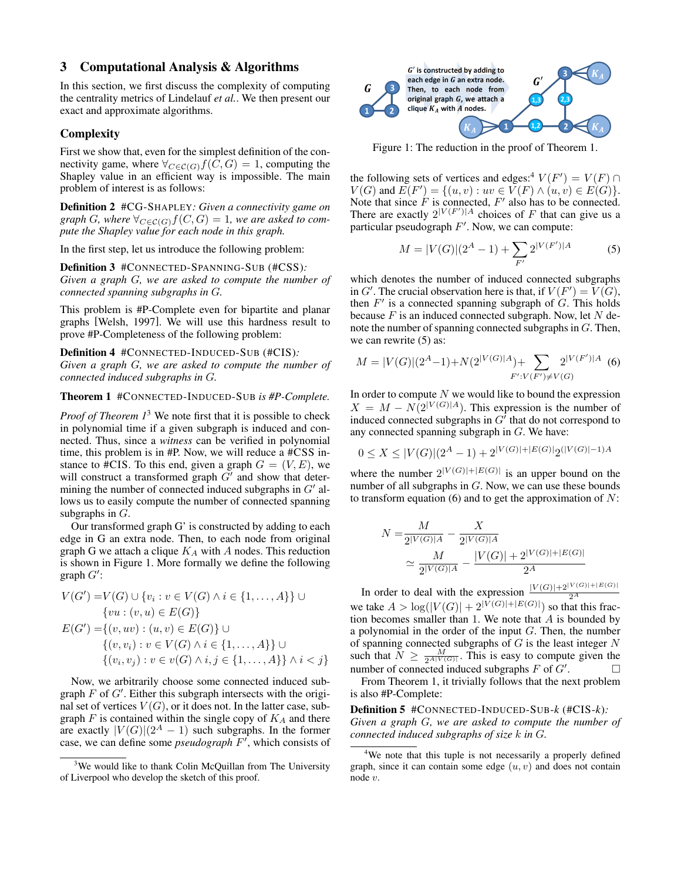## 3 Computational Analysis & Algorithms

In this section, we first discuss the complexity of computing the centrality metrics of Lindelauf *et al.*. We then present our exact and approximate algorithms.

### Complexity

First we show that, even for the simplest definition of the connectivity game, where $\forall_{C \in \mathcal{C}(G)} f(C, G) = 1$, computing the Shapley value in an efficient way is impossible. The main problem of interest is as follows:

**Definition 2** #CG-SHAPLEY*: Given a connectivity game on graph G, where $\forall_{C \in \mathcal{C}(G)} f(C, G) = 1$, we are asked to compute the Shapley value for each node in this graph.*

In the first step, let us introduce the following problem:

**Definition 3** #CONNECTED-SPANNING-SUB (#CSS)*: Given a graph G, we are asked to compute the number of connected spanning subgraphs in G.*

This problem is #P-Complete even for bipartite and planar graphs [Welsh, 1997]. We will use this hardness result to prove #P-Completeness of the following problem:

**Definition 4** #CONNECTED-INDUCED-SUB (#CIS)*: Given a graph G, we are asked to compute the number of connected induced subgraphs in G.*

**Theorem 1** *#CONNECTED-INDUCED-SUB is #P-Complete.*

*Proof of Theorem 1*[3] We note first that it is possible to check in polynomial time if a given subgraph is induced and connected. Thus, since a *witness* can be verified in polynomial time, this problem is in #P. Now, we will reduce a #CSS instance to #CIS. To this end, given a graph $G = (V, E)$, we will construct a transformed graph $G'$ and show that determining the number of connected induced subgraphs in $G'$ allows us to easily compute the number of connected spanning subgraphs in $G$.

Our transformed graph G' is constructed by adding to each edge in G an extra node. Then, to each node from original graph G we attach a clique $K_A$ with $A$ nodes. This reduction is shown in Figure 1. More formally we define the following graph $G'$:

$$
\begin{aligned}
V(G') =& V(G) \cup \{v_i : v \in V(G) \wedge i \in \{1, \ldots, A\}\} \cup \\
& \{vu : (v, u) \in E(G)\} \\
E(G') =& \{(v, uv) : (u, v) \in E(G)\} \cup \\
& \{(v, v_i) : v \in V(G) \wedge i \in \{1, \ldots, A\}\} \cup \\
& \{(v_i, v_j) : v \in v(G) \wedge i, j \in \{1, \ldots, A\}\} \wedge i < j\}
\end{aligned}
$$

Now, we arbitrarily choose some connected induced subgraph $F$ of $G'$. Either this subgraph intersects with the original set of vertices $V(G)$, or it does not. In the latter case, subgraph $F$ is contained within the single copy of $K_A$ and there are exactly $|V(G)|(2^A - 1)$ such subgraphs. In the former case, we can define some *pseudograph* $F'$, which consists of the following sets of vertices and edges:[4] $V(F') = V(F) \cap V(G)$ and $E(F') = \{(u, v) : uv \in V(F) \wedge (u, v) \in E(G)\}$. Note that since $F$ is connected, $F'$ also has to be connected. There are exactly $2^{|V(F')|A}$ choices of $F$ that can give us a particular pseudograph $F'$. Now, we can compute:

$$M = |V(G)|(2^A - 1) + \sum_{F'} 2^{|V(F')|A} \tag{5}$$

which denotes the number of induced connected subgraphs in $G'$. The crucial observation here is that, if $V(F') = V(G)$, then $F'$ is a connected spanning subgraph of $G$. This holds because $F$ is an induced connected subgraph. Now, let $N$ denote the number of spanning connected subgraphs in $G$. Then, we can rewrite (5) as:

$$M = |V(G)|(2^A-1) + N(2^{|V(G)|A}) + \sum_{F' : V(F') \neq V(G)} 2^{|V(F')|A} \tag{6}$$

In order to compute $N$ we would like to bound the expression $X = M - N(2^{|V(G)|A})$. This expression is the number of induced connected subgraphs in $G'$ that do not correspond to any connected spanning subgraph in $G$. We have:

$$0 \leq X \leq |V(G)|(2^A - 1) + 2^{|V(G)|+|E(G)|} 2^{(|V(G)|-1)A}$$

where the number $2^{|V(G)|+|E(G)|}$ is an upper bound on the number of all subgraphs in $G$. Now, we can use these bounds to transform equation (6) and to get the approximation of $N$:

$$
\begin{aligned}
N =& \frac{M}{2^{|V(G)|A}} - \frac{X}{2^{|V(G)|A}} \\
\simeq& \frac{M}{2^{|V(G)|A}} - \frac{|V(G)| + 2^{|V(G)|+|E(G)|}}{2^A}
\end{aligned}
$$

In order to deal with the expression $\frac{|V(G)|+2^{|V(G)|+|E(G)|}}{2^A}$ we take $A > \log(|V(G)| + 2^{|V(G)|+|E(G)|})$ so that this fraction becomes smaller than 1. We note that $A$ is bounded by a polynomial in the order of the input $G$. Then, the number of spanning connected subgraphs of $G$ is the least integer $N$ such that $N \geq \frac{M}{2^{A|V(G)|}}$. This is easy to compute given the number of connected induced subgraphs $F$ of $G'$. $\square$

From Theorem 1, it trivially follows that the next problem is also #P-Complete:

**Definition 5** #CONNECTED-INDUCED-SUB-$k$ (#CIS-$k$)*: Given a graph G, we are asked to compute the number of connected induced subgraphs of size k in G.*

G' is constructed by adding to each edge in G an extra node. Then, to each node from original graph G, we attach a clique $K_A$ with $A$ nodes.

Figure 1: The reduction in the proof of Theorem 1.

[3] We would like to thank Colin McQuillan from The University of Liverpool who develop the sketch of this proof.

[4] We note that this tuple is not necessarily a properly defined graph, since it can contain some edge $(u, v)$ and does not contain node $v$.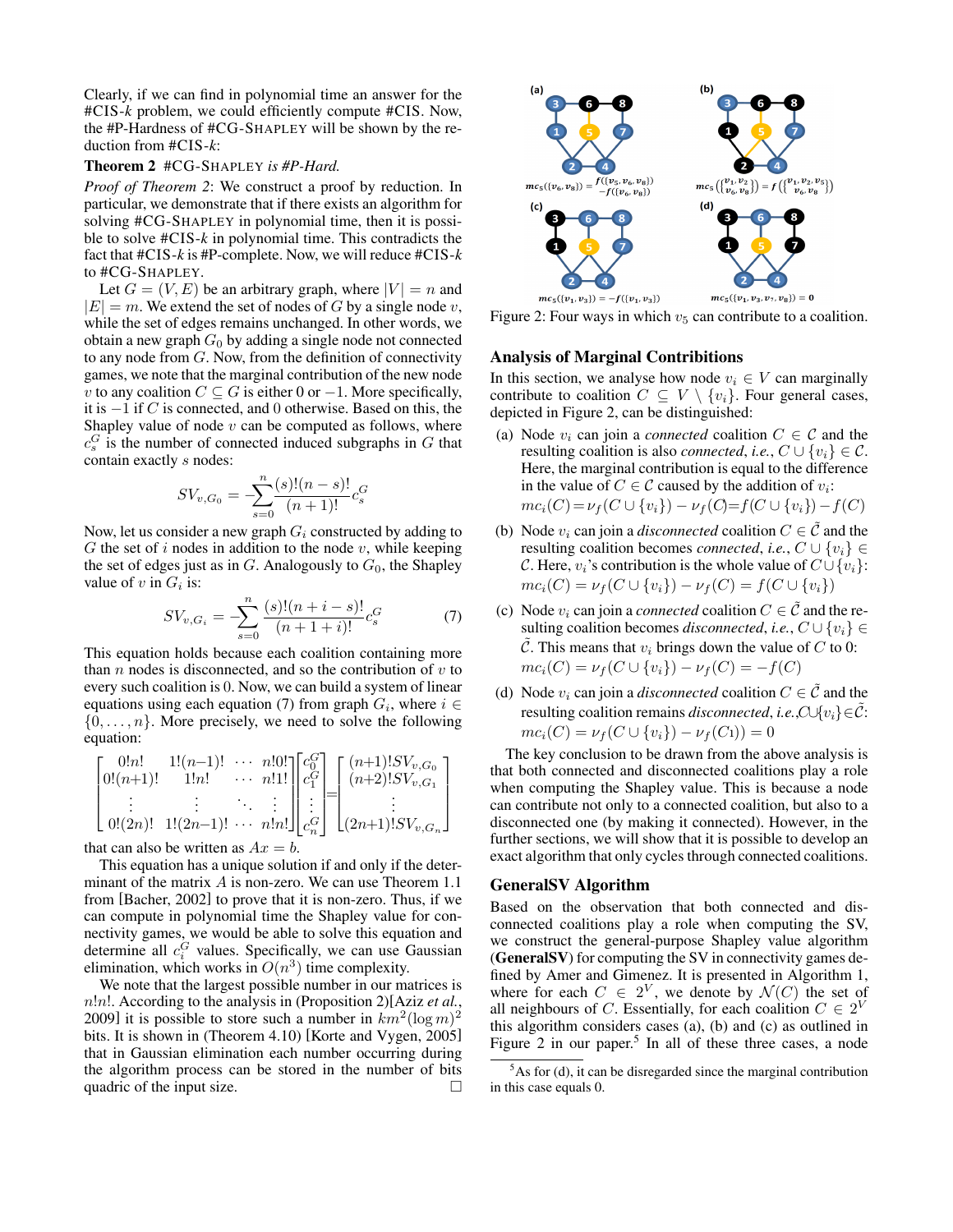Clearly, if we can find in polynomial time an answer for the #CIS-$k$ problem, we could efficiently compute #CIS. Now, the #P-Hardness of #CG-SHAPLEY will be shown by the reduction from #CIS-$k$:

**Theorem 2** *#CG-SHAPLEY is #P-Hard.*

*Proof of Theorem 2*: We construct a proof by reduction. In particular, we demonstrate that if there exists an algorithm for solving #CG-SHAPLEY in polynomial time, then it is possible to solve #CIS-$k$ in polynomial time. This contradicts the fact that #CIS-$k$ is #P-complete. Now, we will reduce #CIS-$k$ to #CG-SHAPLEY.

Let $G = (V, E)$ be an arbitrary graph, where $|V| = n$ and $|E| = m$. We extend the set of nodes of $G$ by a single node $v$, while the set of edges remains unchanged. In other words, we obtain a new graph $G_0$ by adding a single node not connected to any node from $G$. Now, from the definition of connectivity games, we note that the marginal contribution of the new node $v$ to any coalition $C \subseteq G$ is either 0 or $-1$. More specifically, it is $-1$ if $C$ is connected, and 0 otherwise. Based on this, the Shapley value of node $v$ can be computed as follows, where $c_s^G$ is the number of connected induced subgraphs in $G$ that contain exactly $s$ nodes:

$$SV_{v,G_0} = -\sum_{s=0}^{n} \frac{(s)!(n-s)!}{(n+1)!} c_s^G$$

Now, let us consider a new graph $G_i$ constructed by adding to $G$ the set of $i$ nodes in addition to the node $v$, while keeping the set of edges just as in $G$. Analogously to $G_0$, the Shapley value of $v$ in $G_i$ is:

$$SV_{v,G_i} = -\sum_{s=0}^{n} \frac{(s)!(n+i-s)!}{(n+1+i)!} c_s^G \tag{7}$$

This equation holds because each coalition containing more than $n$ nodes is disconnected, and so the contribution of $v$ to every such coalition is 0. Now, we can build a system of linear equations using each equation (7) from graph $G_i$, where $i \in \{0, \ldots, n\}$. More precisely, we need to solve the following equation:

$$\begin{bmatrix} 0!n! & 1!(n-1)! & \cdots & n!0! \\ 0!(n+1)! & 1!n! & \cdots & n!1! \\ \vdots & \vdots & \ddots & \vdots \\ 0!(2n)! & 1!(2n-1)! & \cdots & n!n! \end{bmatrix} \begin{bmatrix} c_0^G \\ c_1^G \\ \vdots \\ c_n^G \end{bmatrix} = \begin{bmatrix} (n+1)!SV_{v,G_0} \\ (n+2)!SV_{v,G_1} \\ \vdots \\ (2n+1)!SV_{v,G_n} \end{bmatrix}$$

that can also be written as $Ax = b$.

This equation has a unique solution if and only if the determinant of the matrix $A$ is non-zero. We can use Theorem 1.1 from [Bacher, 2002] to prove that it is non-zero. Thus, if we can compute in polynomial time the Shapley value for connectivity games, we would be able to solve this equation and determine all $c_i^G$ values. Specifically, we can use Gaussian elimination, which works in $O(n^3)$ time complexity.

We note that the largest possible number in our matrices is $n!n!$. According to the analysis in (Proposition 2)[Aziz *et al.*, 2009] it is possible to store such a number in $km^2(\log m)^2$ bits. It is shown in (Theorem 4.10) [Korte and Vygen, 2005] that in Gaussian elimination each number occurring during the algorithm process can be stored in the number of bits quadric of the input size. □

Figure 2: Four ways in which $v_5$ can contribute to a coalition.

## Analysis of Marginal Contribitions

In this section, we analyse how node $v_i \in V$ can marginally contribute to coalition $C \subseteq V \setminus \{v_i\}$. Four general cases, depicted in Figure 2, can be distinguished:

(a) Node $v_i$ can join a *connected* coalition $C \in \mathcal{C}$ and the resulting coalition is also *connected*, *i.e.*, $C \cup \{v_i\} \in \mathcal{C}$. Here, the marginal contribution is equal to the difference in the value of $C \in \mathcal{C}$ caused by the addition of $v_i$:
$mc_i(C) = \nu_f(C \cup \{v_i\}) - \nu_f(C) = f(C \cup \{v_i\}) - f(C)$

(b) Node $v_i$ can join a *disconnected* coalition $C \in \tilde{\mathcal{C}}$ and the resulting coalition becomes *connected*, *i.e.*, $C \cup \{v_i\} \in \mathcal{C}$. Here, $v_i$'s contribution is the whole value of $C \cup \{v_i\}$:
$mc_i(C) = \nu_f(C \cup \{v_i\}) - \nu_f(C) = f(C \cup \{v_i\})$

(c) Node $v_i$ can join a *connected* coalition $C \in \tilde{\mathcal{C}}$ and the resulting coalition becomes *disconnected*, *i.e.*, $C \cup \{v_i\} \in \tilde{\mathcal{C}}$. This means that $v_i$ brings down the value of $C$ to 0:
$mc_i(C) = \nu_f(C \cup \{v_i\}) - \nu_f(C) = -f(C)$

(d) Node $v_i$ can join a *disconnected* coalition $C \in \tilde{\mathcal{C}}$ and the resulting coalition remains *disconnected*, *i.e.*, $C \cup \{v_i\} \in \tilde{\mathcal{C}}$:
$mc_i(C) = \nu_f(C \cup \{v_i\}) - \nu_f(C1)) = 0$

The key conclusion to be drawn from the above analysis is that both connected and disconnected coalitions play a role when computing the Shapley value. This is because a node can contribute not only to a connected coalition, but also to a disconnected one (by making it connected). However, in the further sections, we will show that it is possible to develop an exact algorithm that only cycles through connected coalitions.

## GeneralSV Algorithm

Based on the observation that both connected and disconnected coalitions play a role when computing the SV, we construct the general-purpose Shapley value algorithm (**GeneralSV**) for computing the SV in connectivity games defined by Amer and Gimenez. It is presented in Algorithm 1, where for each $C \in 2^V$, we denote by $\mathcal{N}(C)$ the set of all neighbours of $C$. Essentially, for each coalition $C \in 2^V$ this algorithm considers cases (a), (b) and (c) as outlined in Figure 2 in our paper.[5] In all of these three cases, a node

[5] As for (d), it can be disregarded since the marginal contribution in this case equals 0.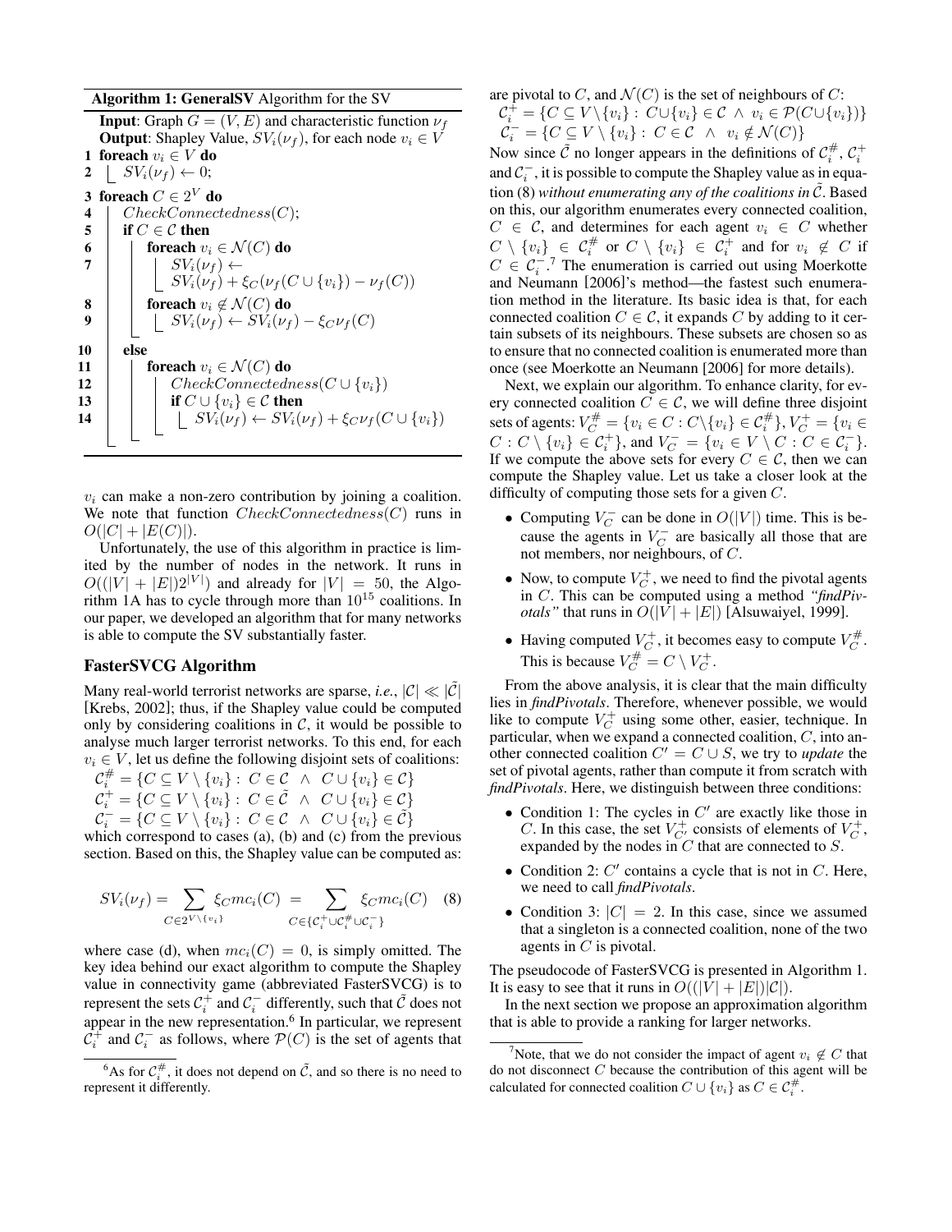**Algorithm 1: GeneralSV** Algorithm for the SV

**Input**: Graph $G = (V, E)$ and characteristic function $\nu_f$
**Output**: Shapley Value, $SV_i(\nu_f)$, for each node $v_i \in V$

```
1  foreach v_i ∈ V do
2      SV_i(ν_f) ← 0;
3  foreach C ∈ 2^V do
4      CheckConnectedness(C);
5      if C ∈ 𝒞 then
6          foreach v_i ∈ 𝒩(C) do
7              SV_i(ν_f) ← SV_i(ν_f) + ξ_C(ν_f(C ∪ {v_i}) − ν_f(C))
8          foreach v_i ∉ 𝒩(C) do
9              SV_i(ν_f) ← SV_i(ν_f) − ξ_C ν_f(C)
10     else
11         foreach v_i ∈ 𝒩(C) do
12             CheckConnectedness(C ∪ {v_i})
13             if C ∪ {v_i} ∈ 𝒞 then
14                 SV_i(ν_f) ← SV_i(ν_f) + ξ_C ν_f(C ∪ {v_i})
```

$v_i$ can make a non-zero contribution by joining a coalition. We note that function $CheckConnectedness(C)$ runs in $O(|C| + |E(C)|)$.

Unfortunately, the use of this algorithm in practice is limited by the number of nodes in the network. It runs in $O((|V| + |E|)2^{|V|})$ and already for $|V| = 50$, the Algorithm 1A has to cycle through more than $10^{15}$ coalitions. In our paper, we developed an algorithm that for many networks is able to compute the SV substantially faster.

## FasterSVCG Algorithm

Many real-world terrorist networks are sparse, *i.e.*, $|\mathcal{C}| \ll |\tilde{\mathcal{C}}|$ [Krebs, 2002]; thus, if the Shapley value could be computed only by considering coalitions in $\mathcal{C}$, it would be possible to analyse much larger terrorist networks. To this end, for each $v_i \in V$, let us define the following disjoint sets of coalitions:

$\mathcal{C}_i^{\#} = \{C \subseteq V \setminus \{v_i\} : \ C \in \mathcal{C} \ \wedge \ C \cup \{v_i\} \in \mathcal{C}\}$
$\mathcal{C}_i^{+} = \{C \subseteq V \setminus \{v_i\} : \ C \in \tilde{\mathcal{C}} \ \wedge \ C \cup \{v_i\} \in \mathcal{C}\}$
$\mathcal{C}_i^{-} = \{C \subseteq V \setminus \{v_i\} : \ C \in \mathcal{C} \ \wedge \ C \cup \{v_i\} \in \tilde{\mathcal{C}}\}$

which correspond to cases (a), (b) and (c) from the previous section. Based on this, the Shapley value can be computed as:

$$SV_i(\nu_f) = \sum_{C \in 2^{V \setminus \{v_i\}}} \xi_C mc_i(C) = \sum_{C \in \{\mathcal{C}_i^{+} \cup \mathcal{C}_i^{\#} \cup \mathcal{C}_i^{-}\}} \xi_C mc_i(C) \quad (8)$$

where case (d), when $mc_i(C) = 0$, is simply omitted. The key idea behind our exact algorithm to compute the Shapley value in connectivity game (abbreviated FasterSVCG) is to represent the sets $\mathcal{C}_i^{+}$ and $\mathcal{C}_i^{-}$ differently, such that $\tilde{\mathcal{C}}$ does not appear in the new representation.[6] In particular, we represent $\mathcal{C}_i^{+}$ and $\mathcal{C}_i^{-}$ as follows, where $\mathcal{P}(C)$ is the set of agents that are pivotal to $C$, and $\mathcal{N}(C)$ is the set of neighbours of $C$:

$\mathcal{C}_i^{+} = \{C \subseteq V \setminus \{v_i\} : \ C \cup \{v_i\} \in \mathcal{C} \ \wedge \ v_i \in \mathcal{P}(C \cup \{v_i\})\}$
$\mathcal{C}_i^{-} = \{C \subseteq V \setminus \{v_i\} : \ C \in \mathcal{C} \ \wedge \ v_i \notin \mathcal{N}(C)\}$

Now since $\tilde{\mathcal{C}}$ no longer appears in the definitions of $\mathcal{C}_i^{\#}$, $\mathcal{C}_i^{+}$ and $\mathcal{C}_i^{-}$, it is possible to compute the Shapley value as in equation (8) *without enumerating any of the coalitions in* $\tilde{\mathcal{C}}$. Based on this, our algorithm enumerates every connected coalition, $C \in \mathcal{C}$, and determines for each agent $v_i \in C$ whether $C \setminus \{v_i\} \in \mathcal{C}_i^{\#}$ or $C \setminus \{v_i\} \in \mathcal{C}_i^{+}$ and for $v_i \notin C$ if $C \in \mathcal{C}_i^{-}$.[7] The enumeration is carried out using Moerkotte and Neumann [2006]'s method—the fastest such enumeration method in the literature. Its basic idea is that, for each connected coalition $C \in \mathcal{C}$, it expands $C$ by adding to it certain subsets of its neighbours. These subsets are chosen so as to ensure that no connected coalition is enumerated more than once (see Moerkotte an Neumann [2006] for more details).

Next, we explain our algorithm. To enhance clarity, for every connected coalition $C \in \mathcal{C}$, we will define three disjoint sets of agents: $V_C^{\#} = \{v_i \in C : C \setminus \{v_i\} \in \mathcal{C}_i^{\#}\}$, $V_C^{+} = \{v_i \in C : C \setminus \{v_i\} \in \mathcal{C}_i^{+}\}$, and $V_C^{-} = \{v_i \in V \setminus C : C \in \mathcal{C}_i^{-}\}$. If we compute the above sets for every $C \in \mathcal{C}$, then we can compute the Shapley value. Let us take a closer look at the difficulty of computing those sets for a given $C$.

- Computing $V_C^{-}$ can be done in $O(|V|)$ time. This is because the agents in $V_C^{-}$ are basically all those that are not members, nor neighbours, of $C$.
- Now, to compute $V_C^{+}$, we need to find the pivotal agents in $C$. This can be computed using a method *"findPivotals"* that runs in $O(|V| + |E|)$ [Alsuwaiyel, 1999].
- Having computed $V_C^{+}$, it becomes easy to compute $V_C^{\#}$. This is because $V_C^{\#} = C \setminus V_C^{+}$.

From the above analysis, it is clear that the main difficulty lies in *findPivotals*. Therefore, whenever possible, we would like to compute $V_C^{+}$ using some other, easier, technique. In particular, when we expand a connected coalition, $C$, into another connected coalition $C' = C \cup S$, we try to *update* the set of pivotal agents, rather than compute it from scratch with *findPivotals*. Here, we distinguish between three conditions:

- Condition 1: The cycles in $C'$ are exactly like those in $C$. In this case, the set $V_{C'}^{+}$ consists of elements of $V_C^{+}$, expanded by the nodes in $C$ that are connected to $S$.
- Condition 2: $C'$ contains a cycle that is not in $C$. Here, we need to call *findPivotals*.
- Condition 3: $|C| = 2$. In this case, since we assumed that a singleton is a connected coalition, none of the two agents in $C$ is pivotal.

The pseudocode of FasterSVCG is presented in Algorithm 1. It is easy to see that it runs in $O((|V| + |E|)|\mathcal{C}|)$.

In the next section we propose an approximation algorithm that is able to provide a ranking for larger networks.

---

[6] As for $\mathcal{C}_i^{\#}$, it does not depend on $\tilde{\mathcal{C}}$, and so there is no need to represent it differently.

[7] Note, that we do not consider the impact of agent $v_i \notin C$ that do not disconnect $C$ because the contribution of this agent will be calculated for connected coalition $C \cup \{v_i\}$ as $C \in \mathcal{C}_i^{\#}$.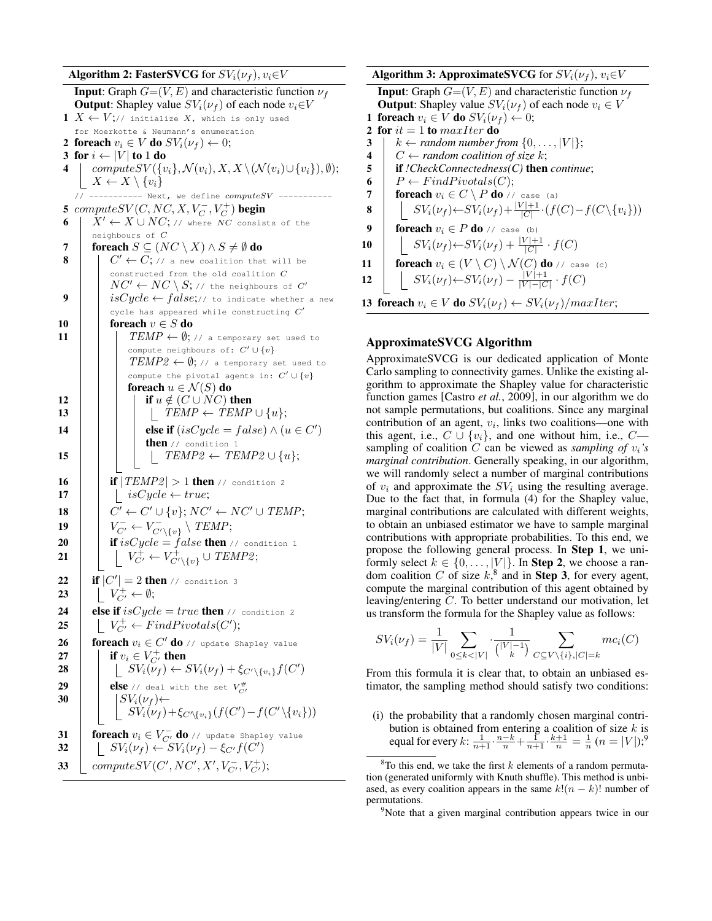**Algorithm 2: FasterSVCG** for $SV_i(\nu_f), v_i \in V$

```
Input: Graph G=(V,E) and characteristic function ν_f
Output: Shapley value SV_i(ν_f) of each node v_i∈V
1  X ← V; // initialize X, which is only used
       for Moerkotte & Neumann's enumeration
2  foreach v_i ∈ V do SV_i(ν_f) ← 0;
3  for i ← |V| to 1 do
4      computeSV({v_i}, N(v_i), X, X \ (N(v_i) ∪ {v_i}), ∅);
       X ← X \ {v_i}
   // ---------- Next, we define computeSV ----------
5  computeSV(C, NC, X, V_C^-, V_C^+) begin
6      X' ← X ∪ NC; // where NC consists of the
           neighbours of C
7      foreach S ⊆ (NC \ X) ∧ S ≠ ∅ do
8          C' ← C; // a new coalition that will be
               constructed from the old coalition C
           NC' ← NC \ S; // the neighbours of C'
9          isCycle ← false; // to indicate whether a new
               cycle has appeared while constructing C'
10         foreach v ∈ S do
11             TEMP ← ∅; // a temporary set used to
                   compute neighbours of: C' ∪ {v}
               TEMP2 ← ∅; // a temporary set used to
                   compute the pivotal agents in: C' ∪ {v}
               foreach u ∈ N(S) do
12                 if u ∉ (C ∪ NC) then
13                     TEMP ← TEMP ∪ {u};
14                 else if (isCycle = false) ∧ (u ∈ C')
                   then // condition 1
15                     TEMP2 ← TEMP2 ∪ {u};
16             if |TEMP2| > 1 then // condition 2
17                 isCycle ← true;
18             C' ← C' ∪ {v}; NC' ← NC' ∪ TEMP;
19             V_{C'}^- ← V_{C'\{v}}^- \ TEMP;
20             if isCycle = false then // condition 1
21                 V_{C'}^+ ← V_{C'\{v}}^+ ∪ TEMP2;
22         if |C'| = 2 then // condition 3
23             V_{C'}^+ ← ∅;
24         else if isCycle = true then // condition 2
25             V_{C'}^+ ← FindPivotals(C');
26         foreach v_i ∈ C' do // update Shapley value
27             if v_i ∈ V_{C'}^+ then
28                 SV_i(ν_f) ← SV_i(ν_f) + ξ_{C'\{v_i}} f(C')
29             else // deal with the set V_{C'}^#
30                 SV_i(ν_f) ←
                   SV_i(ν_f) + ξ_{C'\{v_i}} (f(C') − f(C'\{v_i}))
31         foreach v_i ∈ V_{C'}^- do // update Shapley value
32             SV_i(ν_f) ← SV_i(ν_f) − ξ_{C'} f(C')
33         computeSV(C', NC', X', V_{C'}^-, V_{C'}^+);
```

**Algorithm 3: ApproximateSVCG** for $SV_i(\nu_f), v_i \in V$

```
Input: Graph G=(V,E) and characteristic function ν_f
Output: Shapley value SV_i(ν_f) of each node v_i ∈ V
1  foreach v_i ∈ V do SV_i(ν_f) ← 0;
2  for it = 1 to maxIter do
3      k ← random number from {0, ..., |V|};
4      C ← random coalition of size k;
5      if !CheckConnectedness(C) then continue;
6      P ← FindPivotals(C);
7      foreach v_i ∈ C \ P do // case (a)
8          SV_i(ν_f) ← SV_i(ν_f) + (|V|+1)/|C| · (f(C) − f(C\{v_i}))
9      foreach v_i ∈ P do // case (b)
10         SV_i(ν_f) ← SV_i(ν_f) + (|V|+1)/|C| · f(C)
11     foreach v_i ∈ (V \ C) \ N(C) do // case (c)
12         SV_i(ν_f) ← SV_i(ν_f) − (|V|+1)/(|V|−|C|) · f(C)
13 foreach v_i ∈ V do SV_i(ν_f) ← SV_i(ν_f)/maxIter;
```

## ApproximateSVCG Algorithm

ApproximateSVCG is our dedicated application of Monte Carlo sampling to connectivity games. Unlike the existing algorithm to approximate the Shapley value for characteristic function games [Castro *et al.*, 2009], in our algorithm we do not sample permutations, but coalitions. Since any marginal contribution of an agent, $v_i$, links two coalitions—one with this agent, i.e., $C \cup \{v_i\}$, and one without him, i.e., $C$—sampling of coalition $C$ can be viewed as *sampling of $v_i$'s marginal contribution*. Generally speaking, in our algorithm, we will randomly select a number of marginal contributions of $v_i$ and approximate the $SV_i$ using the resulting average. Due to the fact that, in formula (4) for the Shapley value, marginal contributions are calculated with different weights, to obtain an unbiased estimator we have to sample marginal contributions with appropriate probabilities. To this end, we propose the following general process. In **Step 1**, we uniformly select $k \in \{0, \ldots, |V|\}$. In **Step 2**, we choose a random coalition $C$ of size $k$,[8] and in **Step 3**, for every agent, compute the marginal contribution of this agent obtained by leaving/entering $C$. To better understand our motivation, let us transform the formula for the Shapley value as follows:

$$SV_i(\nu_f) = \frac{1}{|V|} \sum_{0 \le k < |V|} \cdot \frac{1}{\binom{|V|-1}{k}} \sum_{C \subseteq V \setminus \{i\}, |C|=k} mc_i(C)$$

From this formula it is clear that, to obtain an unbiased estimator, the sampling method should satisfy two conditions:

(i) the probability that a randomly chosen marginal contribution is obtained from entering a coalition of size $k$ is equal for every $k$: $\frac{1}{n+1} \cdot \frac{n-k}{n} + \frac{1}{n+1} \cdot \frac{k+1}{n} = \frac{1}{n}$ ($n = |V|$);[9]

[8] To this end, we take the first $k$ elements of a random permutation (generated uniformly with Knuth shuffle). This method is unbiased, as every coalition appears in the same $k!(n-k)!$ number of permutations.

[9] Note that a given marginal contribution appears twice in our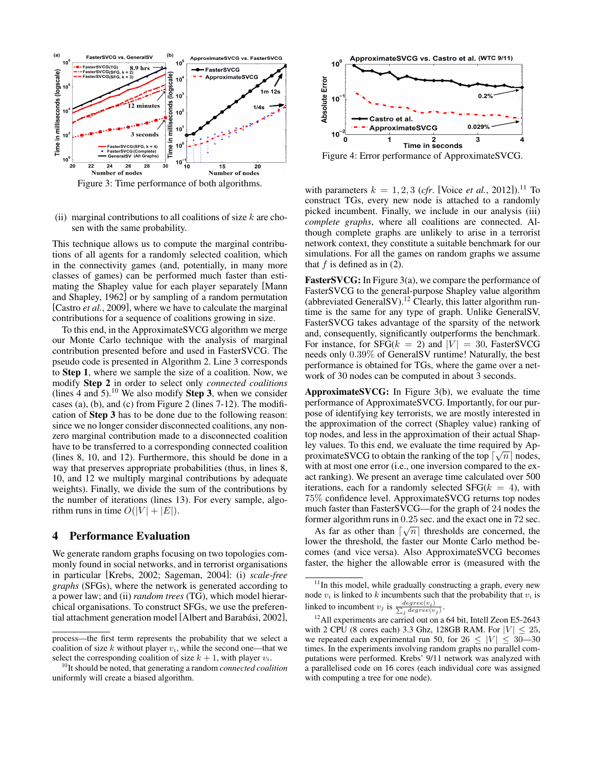Figure 3: Time performance of both algorithms.

Figure 4: Error performance of ApproximateSVCG.

(ii) marginal contributions to all coalitions of size $k$ are chosen with the same probability.

This technique allows us to compute the marginal contributions of all agents for a randomly selected coalition, which in the connectivity games (and, potentially, in many more classes of games) can be performed much faster than estimating the Shapley value for each player separately [Mann and Shapley, 1962] or by sampling of a random permutation [Castro *et al.*, 2009], where we have to calculate the marginal contributions for a sequence of coalitions growing in size.

To this end, in the ApproximateSVCG algorithm we merge our Monte Carlo technique with the analysis of marginal contribution presented before and used in FasterSVCG. The pseudo code is presented in Algorithm 2. Line 3 corresponds to **Step 1**, where we sample the size of a coalition. Now, we modify **Step 2** in order to select only *connected coalitions* (lines 4 and 5).[10] We also modify **Step 3**, when we consider cases (a), (b), and (c) from Figure 2 (lines 7-12). The modification of **Step 3** has to be done due to the following reason: since we no longer consider disconnected coalitions, any non-zero marginal contribution made to a disconnected coalition have to be transferred to a corresponding connected coalition (lines 8, 10, and 12). Furthermore, this should be done in a way that preserves appropriate probabilities (thus, in lines 8, 10, and 12 we multiply marginal contributions by adequate weights). Finally, we divide the sum of the contributions by the number of iterations (lines 13). For every sample, algorithm runs in time $O(|V| + |E|)$.

## 4 Performance Evaluation

We generate random graphs focusing on two topologies commonly found in social networks, and in terrorist organisations in particular [Krebs, 2002; Sageman, 2004]: (i) *scale-free graphs* (SFGs), where the network is generated according to a power law; and (ii) *random trees* (TG), which model hierarchical organisations. To construct SFGs, we use the preferential attachment generation model [Albert and Barabási, 2002], with parameters $k = 1, 2, 3$ (*cfr.* [Voice *et al.*, 2012]).[11] To construct TGs, every new node is attached to a randomly picked incumbent. Finally, we include in our analysis (iii) *complete graphs*, where all coalitions are connected. Although complete graphs are unlikely to arise in a terrorist network context, they constitute a suitable benchmark for our simulations. For all the games on random graphs we assume that $f$ is defined as in (2).

**FasterSVCG:** In Figure 3(a), we compare the performance of FasterSVCG to the general-purpose Shapley value algorithm (abbreviated GeneralSV).[12] Clearly, this latter algorithm runtime is the same for any type of graph. Unlike GeneralSV, FasterSVCG takes advantage of the sparsity of the network and, consequently, significantly outperforms the benchmark. For instance, for SFG($k = 2$) and $|V| = 30$, FasterSVCG needs only $0.39\%$ of GeneralSV runtime! Naturally, the best performance is obtained for TGs, where the game over a network of 30 nodes can be computed in about 3 seconds.

**ApproximateSVCG:** In Figure 3(b), we evaluate the time performance of ApproximateSVCG. Importantly, for our purpose of identifying key terrorists, we are mostly interested in the approximation of the correct (Shapley value) ranking of top nodes, and less in the approximation of their actual Shapley values. To this end, we evaluate the time required by ApproximateSVCG to obtain the ranking of the top $\lceil\sqrt{n}\rceil$ nodes, with at most one error (i.e., one inversion compared to the exact ranking). We present an average time calculated over 500 iterations, each for a randomly selected SFG($k = 4$), with $75\%$ confidence level. ApproximateSVCG returns top nodes much faster than FasterSVCG—for the graph of 24 nodes the former algorithm runs in $0.25$ sec. and the exact one in 72 sec.

As far as other than $\lceil\sqrt{n}\rceil$ thresholds are concerned, the lower the threshold, the faster our Monte Carlo method becomes (and vice versa). Also ApproximateSVCG becomes faster, the higher the allowable error is (measured with the

---

process—the first term represents the probability that we select a coalition of size $k$ without player $v_i$, while the second one—that we select the corresponding coalition of size $k+1$, with player $v_i$.

[10] It should be noted, that generating a random *connected coalition* uniformly will create a biased algorithm.

[11] In this model, while gradually constructing a graph, every new node $v_i$ is linked to $k$ incumbents such that the probability that $v_i$ is linked to incumbent $v_j$ is $\frac{degree(v_i)}{\sum_j degree(v_j)}$.

[12] All experiments are carried out on a 64 bit, Intell Zeon E5-2643 with 2 CPU (8 cores each) 3.3 Ghz, 128GB RAM. For $|V| \leq 25$, we repeated each experimental run 50, for $26 \leq |V| \leq 30$—30 times. In the experiments involving random graphs no parallel computations were performed. Krebs' 9/11 network was analyzed with a parallelised code on 16 cores (each individual core was assigned with computing a tree for one node).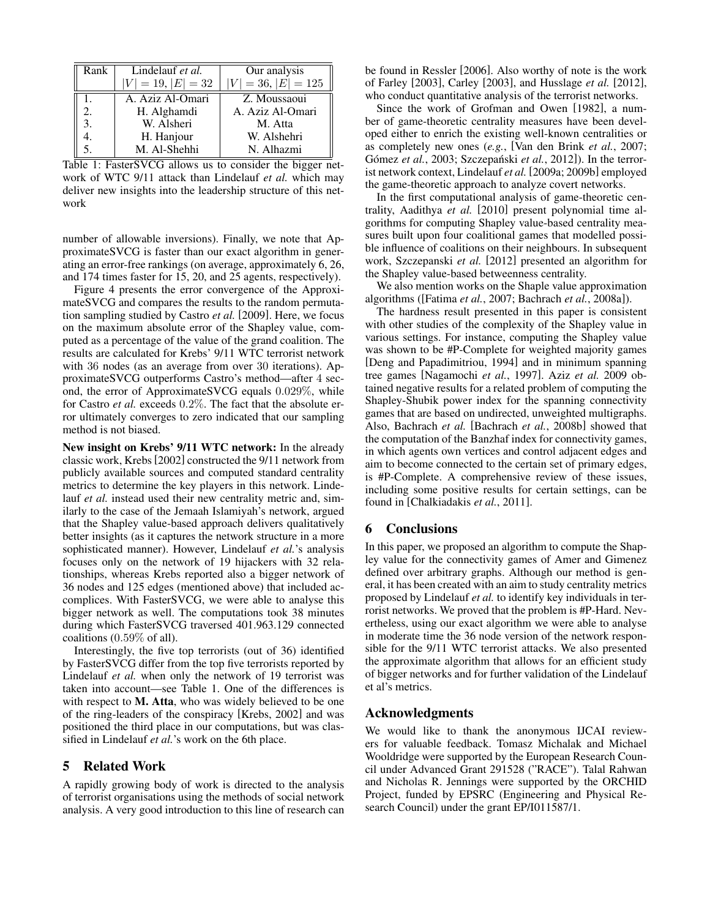| Rank | Lindelauf *et al.* $\vert V\vert = 19, \vert E\vert = 32$ | Our analysis $\vert V\vert = 36, \vert E\vert = 125$ |
|---|---|---|
| 1. | A. Aziz Al-Omari | Z. Moussaoui |
| 2. | H. Alghamdi | A. Aziz Al-Omari |
| 3. | W. Alsheri | M. Atta |
| 4. | H. Hanjour | W. Alshehri |
| 5. | M. Al-Shehhi | N. Alhazmi |

Table 1: FasterSVCG allows us to consider the bigger network of WTC 9/11 attack than Lindelauf *et al.* which may deliver new insights into the leadership structure of this network

number of allowable inversions). Finally, we note that ApproximateSVCG is faster than our exact algorithm in generating an error-free rankings (on average, approximately 6, 26, and 174 times faster for 15, 20, and 25 agents, respectively).

Figure 4 presents the error convergence of the ApproximateSVCG and compares the results to the random permutation sampling studied by Castro *et al.* [2009]. Here, we focus on the maximum absolute error of the Shapley value, computed as a percentage of the value of the grand coalition. The results are calculated for Krebs' 9/11 WTC terrorist network with 36 nodes (as an average from over 30 iterations). ApproximateSVCG outperforms Castro's method—after 4 second, the error of ApproximateSVCG equals $0.029\%$, while for Castro *et al.* exceeds $0.2\%$. The fact that the absolute error ultimately converges to zero indicated that our sampling method is not biased.

**New insight on Krebs' 9/11 WTC network:** In the already classic work, Krebs [2002] constructed the 9/11 network from publicly available sources and computed standard centrality metrics to determine the key players in this network. Lindelauf *et al.* instead used their new centrality metric and, similarly to the case of the Jemaah Islamiyah's network, argued that the Shapley value-based approach delivers qualitatively better insights (as it captures the network structure in a more sophisticated manner). However, Lindelauf *et al.*'s analysis focuses only on the network of 19 hijackers with 32 relationships, whereas Krebs reported also a bigger network of 36 nodes and 125 edges (mentioned above) that included accomplices. With FasterSVCG, we were able to analyse this bigger network as well. The computations took 38 minutes during which FasterSVCG traversed 401.963.129 connected coalitions ($0.59\%$ of all).

Interestingly, the five top terrorists (out of 36) identified by FasterSVCG differ from the top five terrorists reported by Lindelauf *et al.* when only the network of 19 terrorist was taken into account—see Table 1. One of the differences is with respect to **M. Atta**, who was widely believed to be one of the ring-leaders of the conspiracy [Krebs, 2002] and was positioned the third place in our computations, but was classified in Lindelauf *et al.*'s work on the 6th place.

## 5 Related Work

A rapidly growing body of work is directed to the analysis of terrorist organisations using the methods of social network analysis. A very good introduction to this line of research can be found in Ressler [2006]. Also worthy of note is the work of Farley [2003], Carley [2003], and Husslage *et al.* [2012], who conduct quantitative analysis of the terrorist networks.

Since the work of Grofman and Owen [1982], a number of game-theoretic centrality measures have been developed either to enrich the existing well-known centralities or as completely new ones (*e.g.*, [Van den Brink *et al.*, 2007; Gómez *et al.*, 2003; Szczepański *et al.*, 2012]). In the terrorist network context, Lindelauf *et al.* [2009a; 2009b] employed the game-theoretic approach to analyze covert networks.

In the first computational analysis of game-theoretic centrality, Aadithya *et al.* [2010] present polynomial time algorithms for computing Shapley value-based centrality measures built upon four coalitional games that modelled possible influence of coalitions on their neighbours. In subsequent work, Szczepanski *et al.* [2012] presented an algorithm for the Shapley value-based betweenness centrality.

We also mention works on the Shaple value approximation algorithms ([Fatima *et al.*, 2007; Bachrach *et al.*, 2008a]).

The hardness result presented in this paper is consistent with other studies of the complexity of the Shapley value in various settings. For instance, computing the Shapley value was shown to be #P-Complete for weighted majority games [Deng and Papadimitriou, 1994] and in minimum spanning tree games [Nagamochi *et al.*, 1997]. Aziz *et al.* 2009 obtained negative results for a related problem of computing the Shapley-Shubik power index for the spanning connectivity games that are based on undirected, unweighted multigraphs. Also, Bachrach *et al.* [Bachrach *et al.*, 2008b] showed that the computation of the Banzhaf index for connectivity games, in which agents own vertices and control adjacent edges and aim to become connected to the certain set of primary edges, is #P-Complete. A comprehensive review of these issues, including some positive results for certain settings, can be found in [Chalkiadakis *et al.*, 2011].

## 6 Conclusions

In this paper, we proposed an algorithm to compute the Shapley value for the connectivity games of Amer and Gimenez defined over arbitrary graphs. Although our method is general, it has been created with an aim to study centrality metrics proposed by Lindelauf *et al.* to identify key individuals in terrorist networks. We proved that the problem is #P-Hard. Nevertheless, using our exact algorithm we were able to analyse in moderate time the 36 node version of the network responsible for the 9/11 WTC terrorist attacks. We also presented the approximate algorithm that allows for an efficient study of bigger networks and for further validation of the Lindelauf et al's metrics.

## Acknowledgments

We would like to thank the anonymous IJCAI reviewers for valuable feedback. Tomasz Michalak and Michael Wooldridge were supported by the European Research Council under Advanced Grant 291528 ("RACE"). Talal Rahwan and Nicholas R. Jennings were supported by the ORCHID Project, funded by EPSRC (Engineering and Physical Research Council) under the grant EP/I011587/1.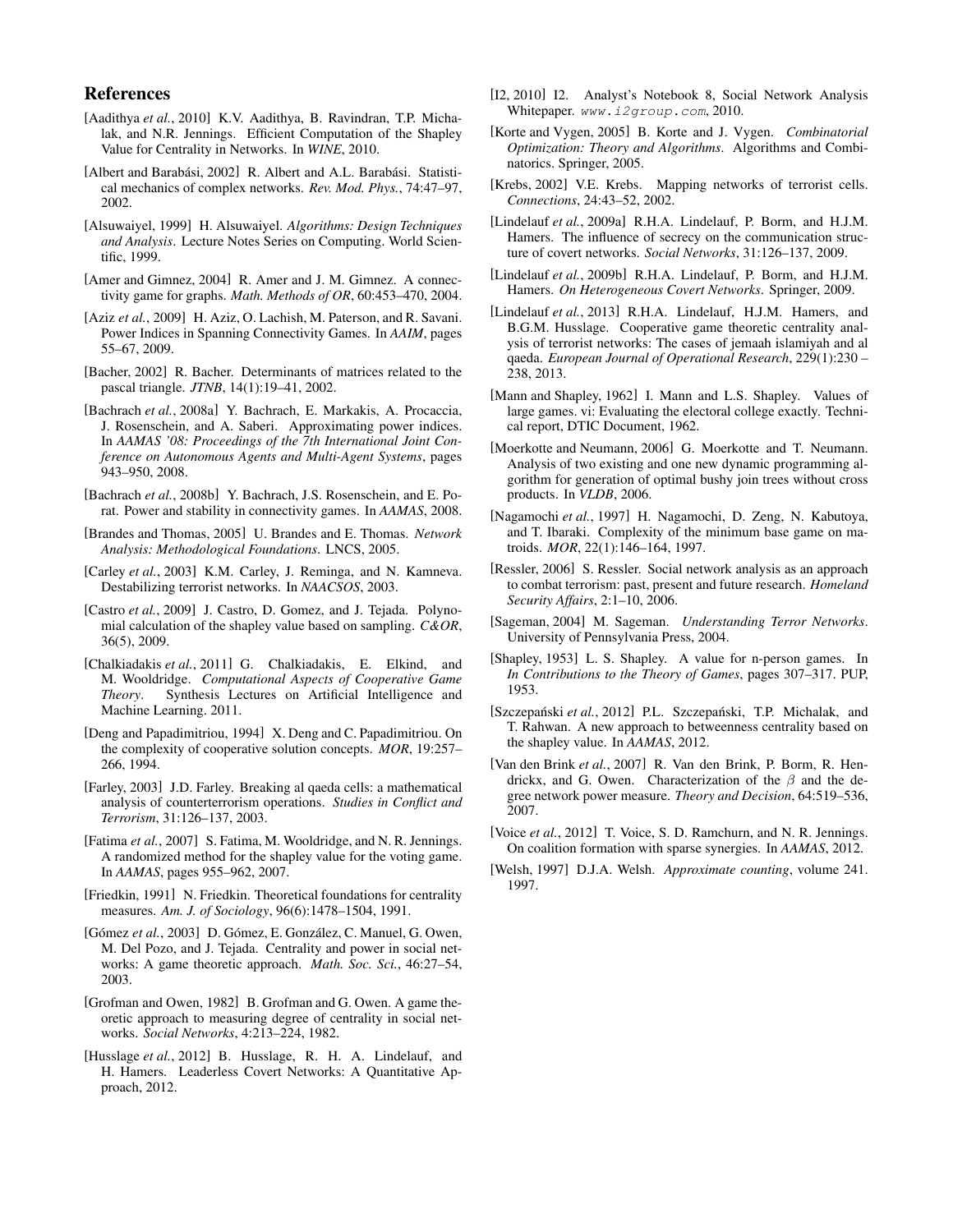## References

[Aadithya *et al.*, 2010] K.V. Aadithya, B. Ravindran, T.P. Michalak, and N.R. Jennings. Efficient Computation of the Shapley Value for Centrality in Networks. In *WINE*, 2010.

[Albert and Barabási, 2002] R. Albert and A.L. Barabási. Statistical mechanics of complex networks. *Rev. Mod. Phys.*, 74:47–97, 2002.

[Alsuwaiyel, 1999] H. Alsuwaiyel. *Algorithms: Design Techniques and Analysis*. Lecture Notes Series on Computing. World Scientific, 1999.

[Amer and Gimnez, 2004] R. Amer and J. M. Gimnez. A connectivity game for graphs. *Math. Methods of OR*, 60:453–470, 2004.

[Aziz *et al.*, 2009] H. Aziz, O. Lachish, M. Paterson, and R. Savani. Power Indices in Spanning Connectivity Games. In *AAIM*, pages 55–67, 2009.

[Bacher, 2002] R. Bacher. Determinants of matrices related to the pascal triangle. *JTNB*, 14(1):19–41, 2002.

[Bachrach *et al.*, 2008a] Y. Bachrach, E. Markakis, A. Procaccia, J. Rosenschein, and A. Saberi. Approximating power indices. In *AAMAS '08: Proceedings of the 7th International Joint Conference on Autonomous Agents and Multi-Agent Systems*, pages 943–950, 2008.

[Bachrach *et al.*, 2008b] Y. Bachrach, J.S. Rosenschein, and E. Porat. Power and stability in connectivity games. In *AAMAS*, 2008.

[Brandes and Thomas, 2005] U. Brandes and E. Thomas. *Network Analysis: Methodological Foundations*. LNCS, 2005.

[Carley *et al.*, 2003] K.M. Carley, J. Reminga, and N. Kamneva. Destabilizing terrorist networks. In *NAACSOS*, 2003.

[Castro *et al.*, 2009] J. Castro, D. Gomez, and J. Tejada. Polynomial calculation of the shapley value based on sampling. *C&OR*, 36(5), 2009.

[Chalkiadakis *et al.*, 2011] G. Chalkiadakis, E. Elkind, and M. Wooldridge. *Computational Aspects of Cooperative Game Theory*. Synthesis Lectures on Artificial Intelligence and Machine Learning. 2011.

[Deng and Papadimitriou, 1994] X. Deng and C. Papadimitriou. On the complexity of cooperative solution concepts. *MOR*, 19:257–266, 1994.

[Farley, 2003] J.D. Farley. Breaking al qaeda cells: a mathematical analysis of counterterrorism operations. *Studies in Conflict and Terrorism*, 31:126–137, 2003.

[Fatima *et al.*, 2007] S. Fatima, M. Wooldridge, and N. R. Jennings. A randomized method for the shapley value for the voting game. In *AAMAS*, pages 955–962, 2007.

[Friedkin, 1991] N. Friedkin. Theoretical foundations for centrality measures. *Am. J. of Sociology*, 96(6):1478–1504, 1991.

[Gómez *et al.*, 2003] D. Gómez, E. González, C. Manuel, G. Owen, M. Del Pozo, and J. Tejada. Centrality and power in social networks: A game theoretic approach. *Math. Soc. Sci.*, 46:27–54, 2003.

[Grofman and Owen, 1982] B. Grofman and G. Owen. A game theoretic approach to measuring degree of centrality in social networks. *Social Networks*, 4:213–224, 1982.

[Husslage *et al.*, 2012] B. Husslage, R. H. A. Lindelauf, and H. Hamers. Leaderless Covert Networks: A Quantitative Approach, 2012.

[I2, 2010] I2. Analyst's Notebook 8, Social Network Analysis Whitepaper. `www.i2group.com`, 2010.

[Korte and Vygen, 2005] B. Korte and J. Vygen. *Combinatorial Optimization: Theory and Algorithms*. Algorithms and Combinatorics. Springer, 2005.

[Krebs, 2002] V.E. Krebs. Mapping networks of terrorist cells. *Connections*, 24:43–52, 2002.

[Lindelauf *et al.*, 2009a] R.H.A. Lindelauf, P. Borm, and H.J.M. Hamers. The influence of secrecy on the communication structure of covert networks. *Social Networks*, 31:126–137, 2009.

[Lindelauf *et al.*, 2009b] R.H.A. Lindelauf, P. Borm, and H.J.M. Hamers. *On Heterogeneous Covert Networks*. Springer, 2009.

[Lindelauf *et al.*, 2013] R.H.A. Lindelauf, H.J.M. Hamers, and B.G.M. Husslage. Cooperative game theoretic centrality analysis of terrorist networks: The cases of jemaah islamiyah and al qaeda. *European Journal of Operational Research*, 229(1):230 – 238, 2013.

[Mann and Shapley, 1962] I. Mann and L.S. Shapley. Values of large games. vi: Evaluating the electoral college exactly. Technical report, DTIC Document, 1962.

[Moerkotte and Neumann, 2006] G. Moerkotte and T. Neumann. Analysis of two existing and one new dynamic programming algorithm for generation of optimal bushy join trees without cross products. In *VLDB*, 2006.

[Nagamochi *et al.*, 1997] H. Nagamochi, D. Zeng, N. Kabutoya, and T. Ibaraki. Complexity of the minimum base game on matroids. *MOR*, 22(1):146–164, 1997.

[Ressler, 2006] S. Ressler. Social network analysis as an approach to combat terrorism: past, present and future research. *Homeland Security Affairs*, 2:1–10, 2006.

[Sageman, 2004] M. Sageman. *Understanding Terror Networks*. University of Pennsylvania Press, 2004.

[Shapley, 1953] L. S. Shapley. A value for n-person games. In *In Contributions to the Theory of Games*, pages 307–317. PUP, 1953.

[Szczepański *et al.*, 2012] P.L. Szczepański, T.P. Michalak, and T. Rahwan. A new approach to betweenness centrality based on the shapley value. In *AAMAS*, 2012.

[Van den Brink *et al.*, 2007] R. Van den Brink, P. Borm, R. Hendrickx, and G. Owen. Characterization of the $\beta$ and the degree network power measure. *Theory and Decision*, 64:519–536, 2007.

[Voice *et al.*, 2012] T. Voice, S. D. Ramchurn, and N. R. Jennings. On coalition formation with sparse synergies. In *AAMAS*, 2012.

[Welsh, 1997] D.J.A. Welsh. *Approximate counting*, volume 241. 1997.